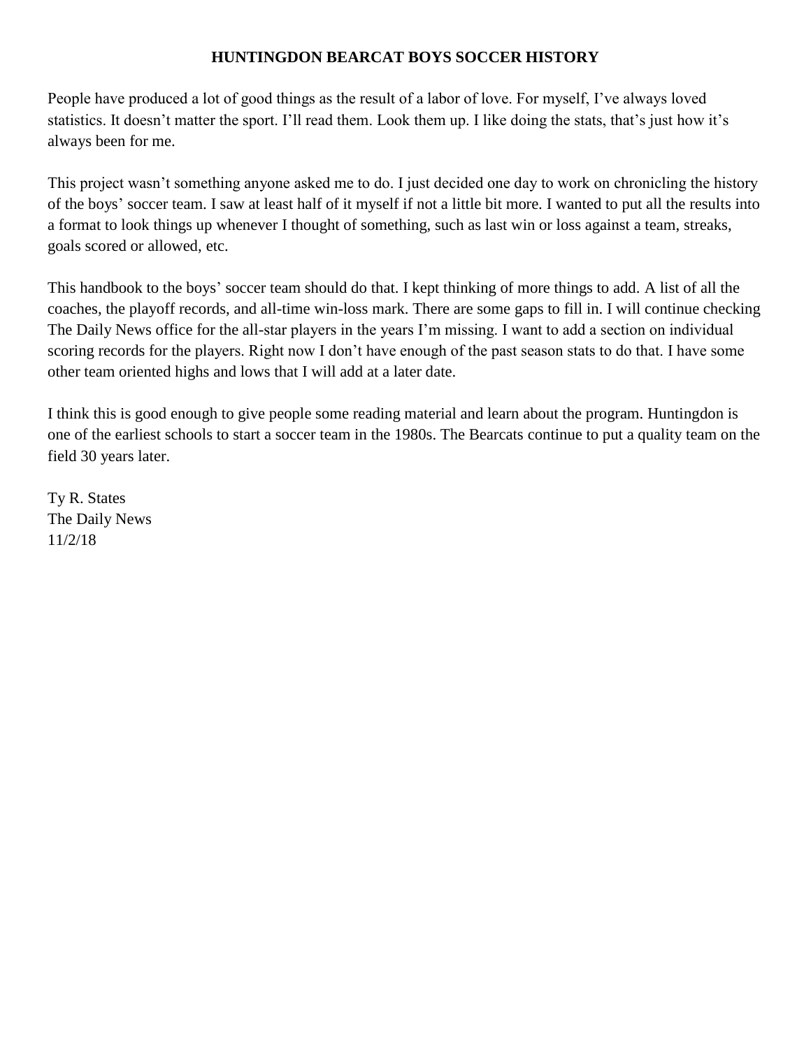# HUNTINGDON BEARCAT BOYS SOCCER HISTORY

People have produced a lot of good things as the result of a labor of love. For myself, I've always loved statistics. It doesn't matter the sport. I'll read them. Look them up. I like doing the stats, that's just how it's always been for me.

This project wasn't something anyone asked me to do. I just decided one day to work on chronicling the history of the boys' soccer team. I saw at least half of it myself if not a little bit more. I wanted to put all the results into a format to look things up whenever I thought of something, such as last win or loss against a team, streaks, goals scored or allowed, etc.

This handbook to the boys' soccer team should do that. I kept thinking of more things to add. A list of all the coaches, the playoff records, and all-time win-loss mark. There are some gaps to fill in. I will continue checking The Daily News office for the all-star players in the years I'm missing. I want to add a section on individual scoring records for the players. Right now I don't have enough of the past season stats to do that. I have some other team oriented highs and lows that I will add at a later date.

I think this is good enough to give people some reading material and learn about the program. Huntingdon is one of the earliest schools to start a soccer team in the 1980s. The Bearcats continue to put a quality team on the field 30 years later.

Ty R. States
The Daily News
11/2/18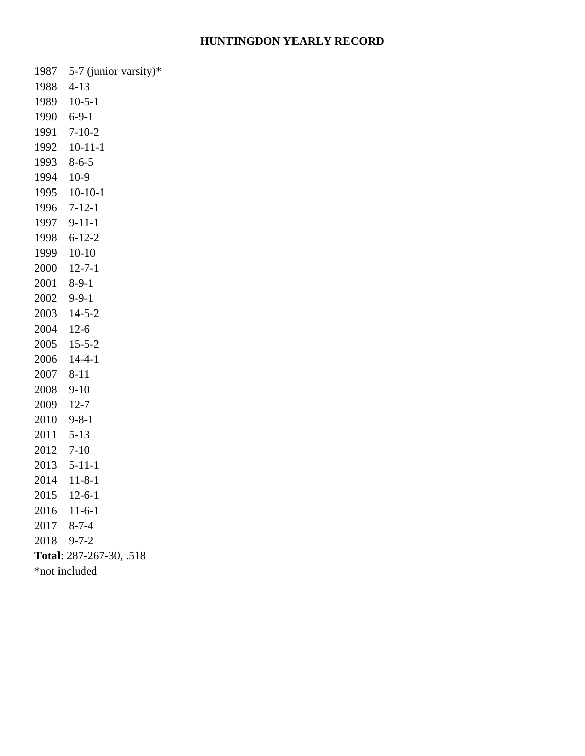**HUNTINGDON YEARLY RECORD**

1987 5-7 (junior varsity)*
1988 4-13
1989 10-5-1
1990 6-9-1
1991 7-10-2
1992 10-11-1
1993 8-6-5
1994 10-9
1995 10-10-1
1996 7-12-1
1997 9-11-1
1998 6-12-2
1999 10-10
2000 12-7-1
2001 8-9-1
2002 9-9-1
2003 14-5-2
2004 12-6
2005 15-5-2
2006 14-4-1
2007 8-11
2008 9-10
2009 12-7
2010 9-8-1
2011 5-13
2012 7-10
2013 5-11-1
2014 11-8-1
2015 12-6-1
2016 11-6-1
2017 8-7-4
2018 9-7-2
**Total**: 287-267-30, .518
*not included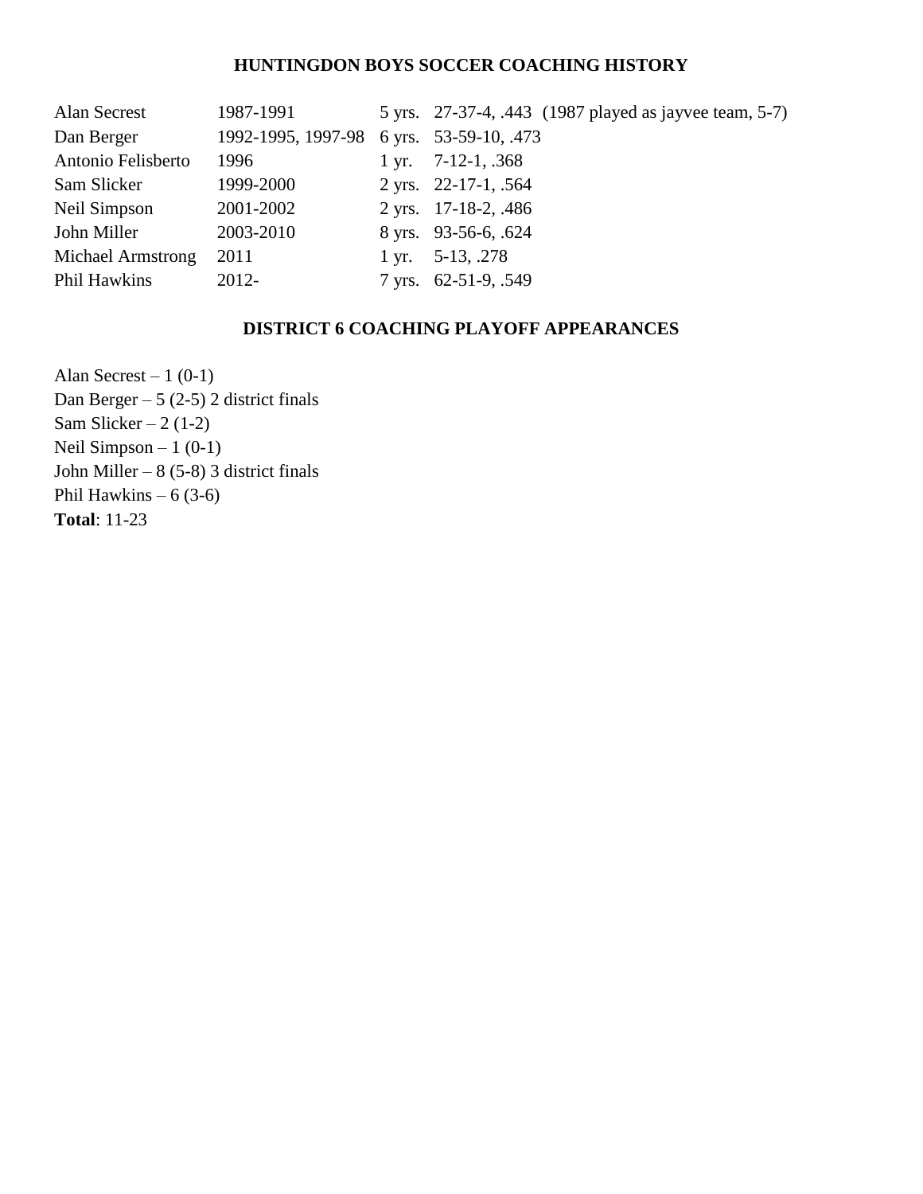**HUNTINGDON BOYS SOCCER COACHING HISTORY**

| | | | |
|---|---|---|---|
| Alan Secrest | 1987-1991 | 5 yrs. | 27-37-4, .443 (1987 played as jayvee team, 5-7) |
| Dan Berger | 1992-1995, 1997-98 | 6 yrs. | 53-59-10, .473 |
| Antonio Felisberto | 1996 | 1 yr. | 7-12-1, .368 |
| Sam Slicker | 1999-2000 | 2 yrs. | 22-17-1, .564 |
| Neil Simpson | 2001-2002 | 2 yrs. | 17-18-2, .486 |
| John Miller | 2003-2010 | 8 yrs. | 93-56-6, .624 |
| Michael Armstrong | 2011 | 1 yr. | 5-13, .278 |
| Phil Hawkins | 2012- | 7 yrs. | 62-51-9, .549 |

**DISTRICT 6 COACHING PLAYOFF APPEARANCES**

Alan Secrest – 1 (0-1)
Dan Berger – 5 (2-5) 2 district finals
Sam Slicker – 2 (1-2)
Neil Simpson – 1 (0-1)
John Miller – 8 (5-8) 3 district finals
Phil Hawkins – 6 (3-6)
**Total**: 11-23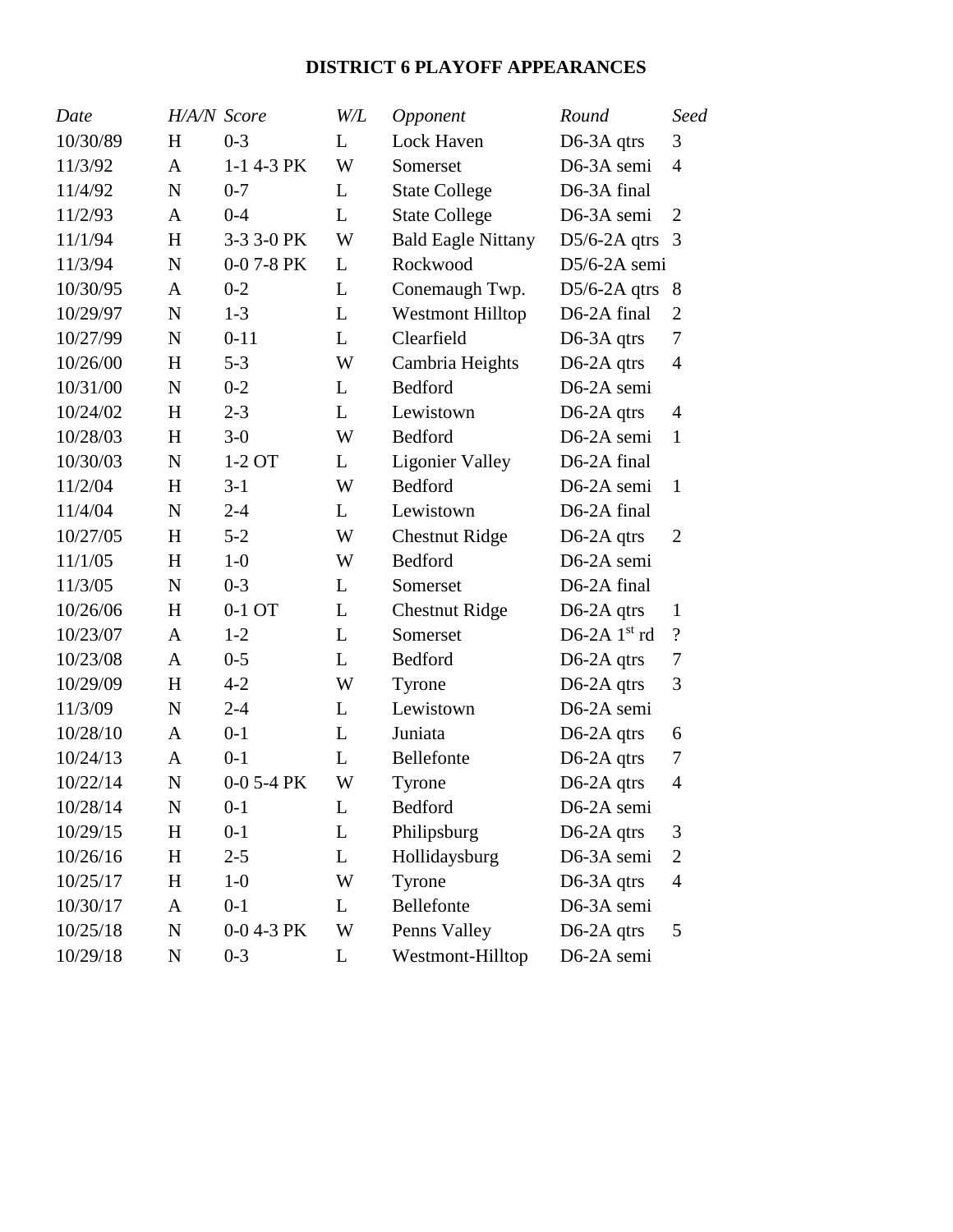# DISTRICT 6 PLAYOFF APPEARANCES

| *Date* | *H/A/N* | *Score* | *W/L* | *Opponent* | *Round* | *Seed* |
|---|---|---|---|---|---|---|
| 10/30/89 | H | 0-3 | L | Lock Haven | D6-3A qtrs | 3 |
| 11/3/92 | A | 1-1 4-3 PK | W | Somerset | D6-3A semi | 4 |
| 11/4/92 | N | 0-7 | L | State College | D6-3A final | |
| 11/2/93 | A | 0-4 | L | State College | D6-3A semi | 2 |
| 11/1/94 | H | 3-3 3-0 PK | W | Bald Eagle Nittany | D5/6-2A qtrs | 3 |
| 11/3/94 | N | 0-0 7-8 PK | L | Rockwood | D5/6-2A semi | |
| 10/30/95 | A | 0-2 | L | Conemaugh Twp. | D5/6-2A qtrs | 8 |
| 10/29/97 | N | 1-3 | L | Westmont Hilltop | D6-2A final | 2 |
| 10/27/99 | N | 0-11 | L | Clearfield | D6-3A qtrs | 7 |
| 10/26/00 | H | 5-3 | W | Cambria Heights | D6-2A qtrs | 4 |
| 10/31/00 | N | 0-2 | L | Bedford | D6-2A semi | |
| 10/24/02 | H | 2-3 | L | Lewistown | D6-2A qtrs | 4 |
| 10/28/03 | H | 3-0 | W | Bedford | D6-2A semi | 1 |
| 10/30/03 | N | 1-2 OT | L | Ligonier Valley | D6-2A final | |
| 11/2/04 | H | 3-1 | W | Bedford | D6-2A semi | 1 |
| 11/4/04 | N | 2-4 | L | Lewistown | D6-2A final | |
| 10/27/05 | H | 5-2 | W | Chestnut Ridge | D6-2A qtrs | 2 |
| 11/1/05 | H | 1-0 | W | Bedford | D6-2A semi | |
| 11/3/05 | N | 0-3 | L | Somerset | D6-2A final | |
| 10/26/06 | H | 0-1 OT | L | Chestnut Ridge | D6-2A qtrs | 1 |
| 10/23/07 | A | 1-2 | L | Somerset | D6-2A 1st rd | ? |
| 10/23/08 | A | 0-5 | L | Bedford | D6-2A qtrs | 7 |
| 10/29/09 | H | 4-2 | W | Tyrone | D6-2A qtrs | 3 |
| 11/3/09 | N | 2-4 | L | Lewistown | D6-2A semi | |
| 10/28/10 | A | 0-1 | L | Juniata | D6-2A qtrs | 6 |
| 10/24/13 | A | 0-1 | L | Bellefonte | D6-2A qtrs | 7 |
| 10/22/14 | N | 0-0 5-4 PK | W | Tyrone | D6-2A qtrs | 4 |
| 10/28/14 | N | 0-1 | L | Bedford | D6-2A semi | |
| 10/29/15 | H | 0-1 | L | Philipsburg | D6-2A qtrs | 3 |
| 10/26/16 | H | 2-5 | L | Hollidaysburg | D6-3A semi | 2 |
| 10/25/17 | H | 1-0 | W | Tyrone | D6-3A qtrs | 4 |
| 10/30/17 | A | 0-1 | L | Bellefonte | D6-3A semi | |
| 10/25/18 | N | 0-0 4-3 PK | W | Penns Valley | D6-2A qtrs | 5 |
| 10/29/18 | N | 0-3 | L | Westmont-Hilltop | D6-2A semi | |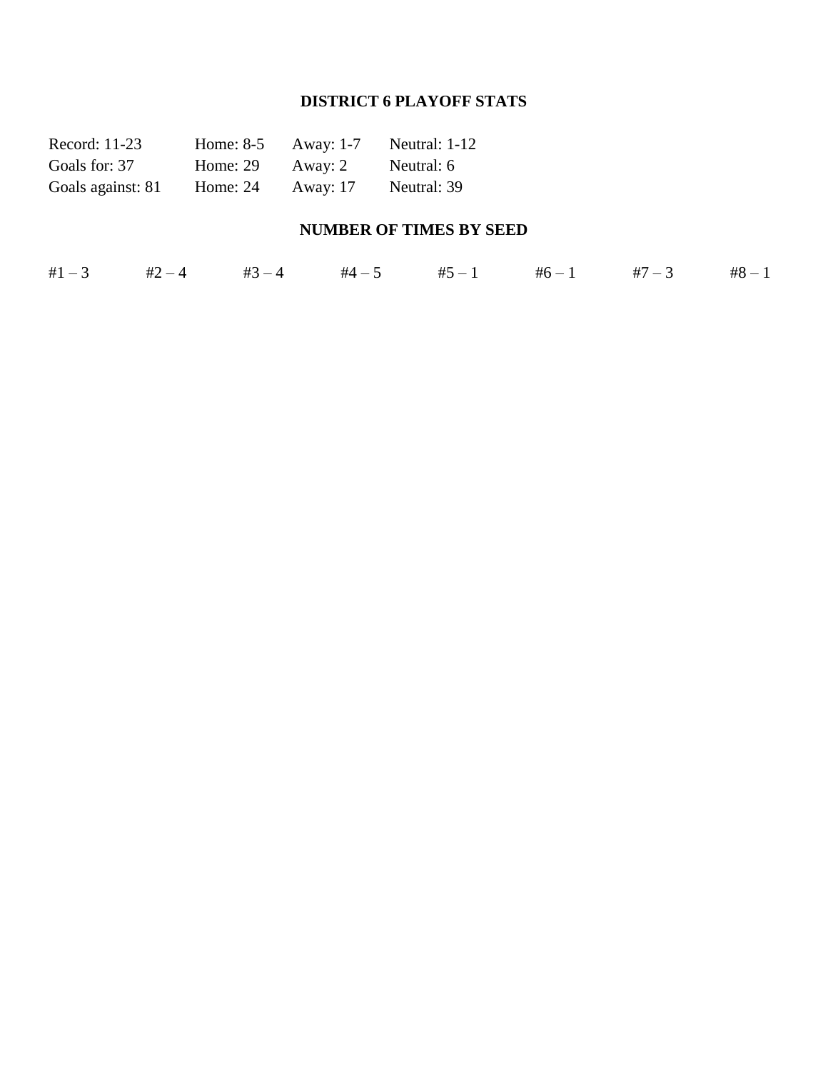**DISTRICT 6 PLAYOFF STATS**

| | | | |
|---|---|---|---|
| Record: 11-23 | Home: 8-5 | Away: 1-7 | Neutral: 1-12 |
| Goals for: 37 | Home: 29 | Away: 2 | Neutral: 6 |
| Goals against: 81 | Home: 24 | Away: 17 | Neutral: 39 |

**NUMBER OF TIMES BY SEED**

| | | | | | | | |
|---|---|---|---|---|---|---|---|
| #1 – 3 | #2 – 4 | #3 – 4 | #4 – 5 | #5 – 1 | #6 – 1 | #7 – 3 | #8 – 1 |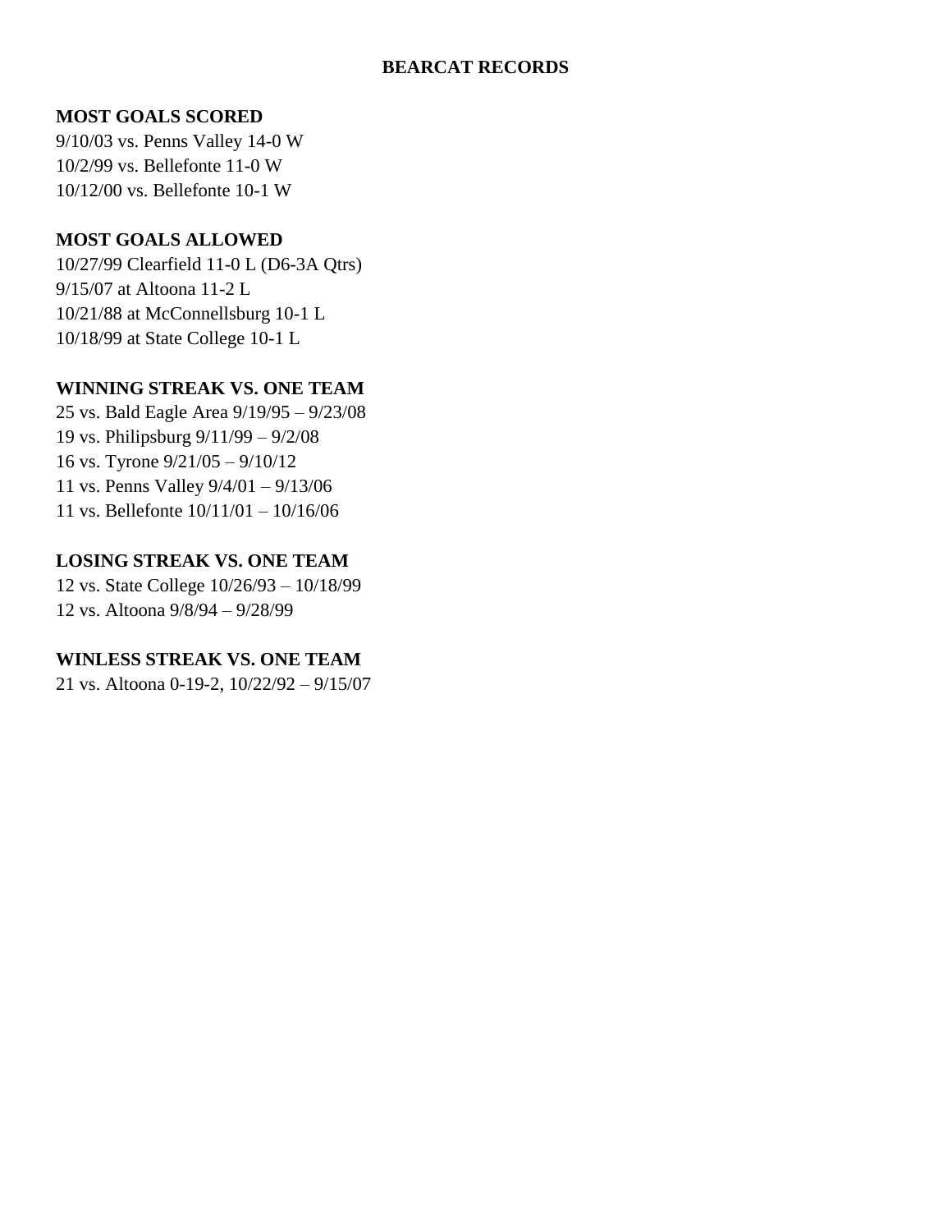# BEARCAT RECORDS

## MOST GOALS SCORED

9/10/03 vs. Penns Valley 14-0 W
10/2/99 vs. Bellefonte 11-0 W
10/12/00 vs. Bellefonte 10-1 W

## MOST GOALS ALLOWED

10/27/99 Clearfield 11-0 L (D6-3A Qtrs)
9/15/07 at Altoona 11-2 L
10/21/88 at McConnellsburg 10-1 L
10/18/99 at State College 10-1 L

## WINNING STREAK VS. ONE TEAM

25 vs. Bald Eagle Area 9/19/95 – 9/23/08
19 vs. Philipsburg 9/11/99 – 9/2/08
16 vs. Tyrone 9/21/05 – 9/10/12
11 vs. Penns Valley 9/4/01 – 9/13/06
11 vs. Bellefonte 10/11/01 – 10/16/06

## LOSING STREAK VS. ONE TEAM

12 vs. State College 10/26/93 – 10/18/99
12 vs. Altoona 9/8/94 – 9/28/99

## WINLESS STREAK VS. ONE TEAM

21 vs. Altoona 0-19-2, 10/22/92 – 9/15/07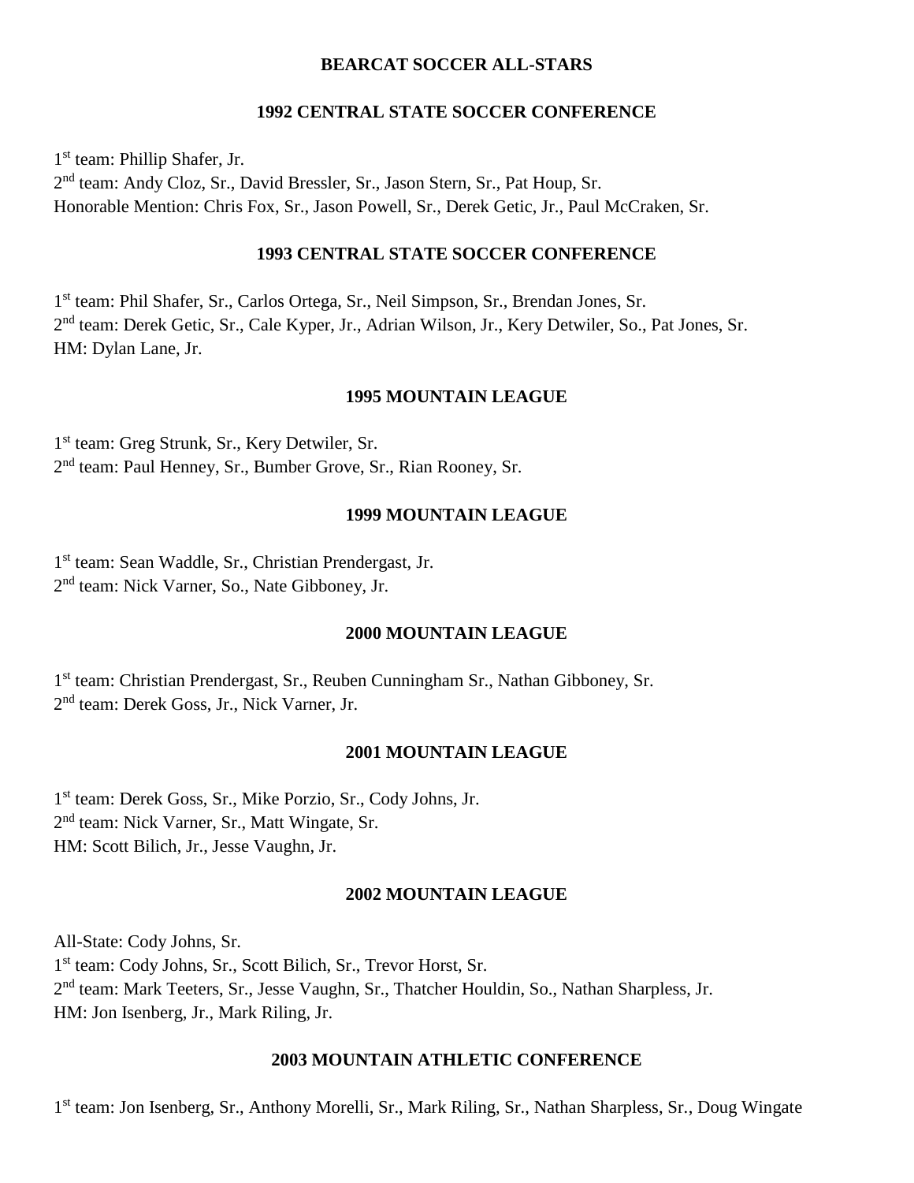**BEARCAT SOCCER ALL-STARS**

**1992 CENTRAL STATE SOCCER CONFERENCE**

1st team: Phillip Shafer, Jr.
2nd team: Andy Cloz, Sr., David Bressler, Sr., Jason Stern, Sr., Pat Houp, Sr.
Honorable Mention: Chris Fox, Sr., Jason Powell, Sr., Derek Getic, Jr., Paul McCraken, Sr.

**1993 CENTRAL STATE SOCCER CONFERENCE**

1st team: Phil Shafer, Sr., Carlos Ortega, Sr., Neil Simpson, Sr., Brendan Jones, Sr.
2nd team: Derek Getic, Sr., Cale Kyper, Jr., Adrian Wilson, Jr., Kery Detwiler, So., Pat Jones, Sr.
HM: Dylan Lane, Jr.

**1995 MOUNTAIN LEAGUE**

1st team: Greg Strunk, Sr., Kery Detwiler, Sr.
2nd team: Paul Henney, Sr., Bumber Grove, Sr., Rian Rooney, Sr.

**1999 MOUNTAIN LEAGUE**

1st team: Sean Waddle, Sr., Christian Prendergast, Jr.
2nd team: Nick Varner, So., Nate Gibboney, Jr.

**2000 MOUNTAIN LEAGUE**

1st team: Christian Prendergast, Sr., Reuben Cunningham Sr., Nathan Gibboney, Sr.
2nd team: Derek Goss, Jr., Nick Varner, Jr.

**2001 MOUNTAIN LEAGUE**

1st team: Derek Goss, Sr., Mike Porzio, Sr., Cody Johns, Jr.
2nd team: Nick Varner, Sr., Matt Wingate, Sr.
HM: Scott Bilich, Jr., Jesse Vaughn, Jr.

**2002 MOUNTAIN LEAGUE**

All-State: Cody Johns, Sr.
1st team: Cody Johns, Sr., Scott Bilich, Sr., Trevor Horst, Sr.
2nd team: Mark Teeters, Sr., Jesse Vaughn, Sr., Thatcher Houldin, So., Nathan Sharpless, Jr.
HM: Jon Isenberg, Jr., Mark Riling, Jr.

**2003 MOUNTAIN ATHLETIC CONFERENCE**

1st team: Jon Isenberg, Sr., Anthony Morelli, Sr., Mark Riling, Sr., Nathan Sharpless, Sr., Doug Wingate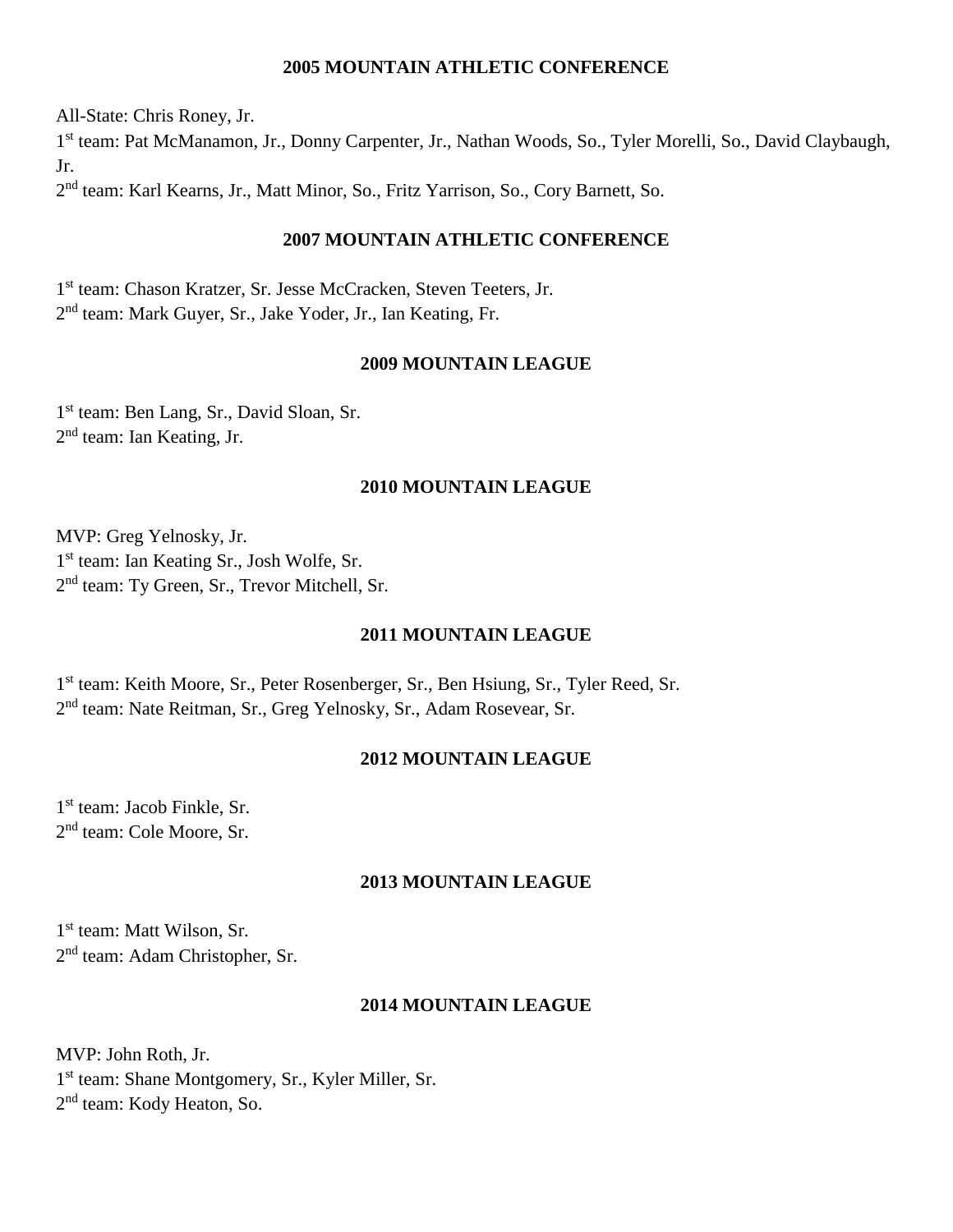**2005 MOUNTAIN ATHLETIC CONFERENCE**

All-State: Chris Roney, Jr.
1st team: Pat McManamon, Jr., Donny Carpenter, Jr., Nathan Woods, So., Tyler Morelli, So., David Claybaugh, Jr.
2nd team: Karl Kearns, Jr., Matt Minor, So., Fritz Yarrison, So., Cory Barnett, So.

**2007 MOUNTAIN ATHLETIC CONFERENCE**

1st team: Chason Kratzer, Sr. Jesse McCracken, Steven Teeters, Jr.
2nd team: Mark Guyer, Sr., Jake Yoder, Jr., Ian Keating, Fr.

**2009 MOUNTAIN LEAGUE**

1st team: Ben Lang, Sr., David Sloan, Sr.
2nd team: Ian Keating, Jr.

**2010 MOUNTAIN LEAGUE**

MVP: Greg Yelnosky, Jr.
1st team: Ian Keating Sr., Josh Wolfe, Sr.
2nd team: Ty Green, Sr., Trevor Mitchell, Sr.

**2011 MOUNTAIN LEAGUE**

1st team: Keith Moore, Sr., Peter Rosenberger, Sr., Ben Hsiung, Sr., Tyler Reed, Sr.
2nd team: Nate Reitman, Sr., Greg Yelnosky, Sr., Adam Rosevear, Sr.

**2012 MOUNTAIN LEAGUE**

1st team: Jacob Finkle, Sr.
2nd team: Cole Moore, Sr.

**2013 MOUNTAIN LEAGUE**

1st team: Matt Wilson, Sr.
2nd team: Adam Christopher, Sr.

**2014 MOUNTAIN LEAGUE**

MVP: John Roth, Jr.
1st team: Shane Montgomery, Sr., Kyler Miller, Sr.
2nd team: Kody Heaton, So.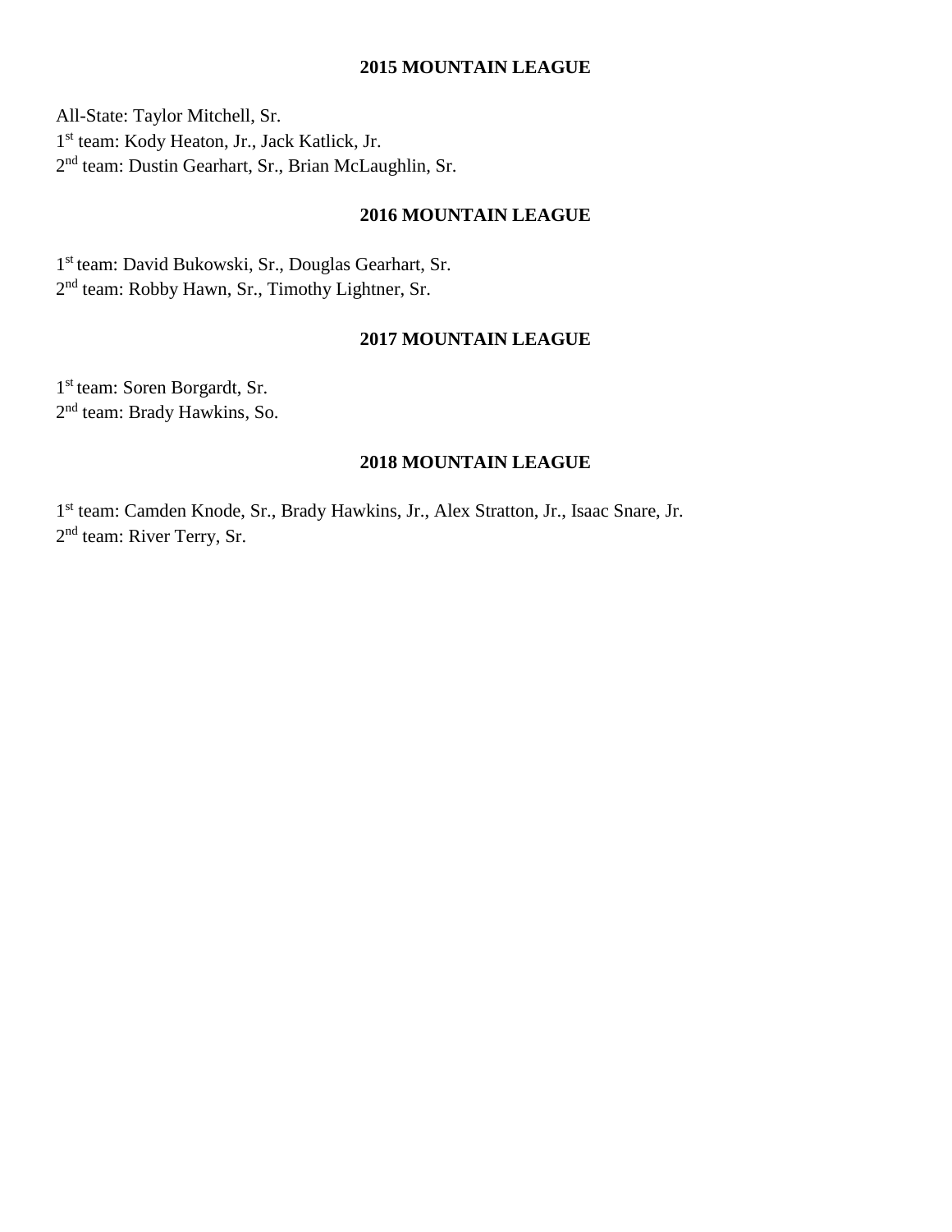**2015 MOUNTAIN LEAGUE**

All-State: Taylor Mitchell, Sr.
1st team: Kody Heaton, Jr., Jack Katlick, Jr.
2nd team: Dustin Gearhart, Sr., Brian McLaughlin, Sr.

**2016 MOUNTAIN LEAGUE**

1st team: David Bukowski, Sr., Douglas Gearhart, Sr.
2nd team: Robby Hawn, Sr., Timothy Lightner, Sr.

**2017 MOUNTAIN LEAGUE**

1st team: Soren Borgardt, Sr.
2nd team: Brady Hawkins, So.

**2018 MOUNTAIN LEAGUE**

1st team: Camden Knode, Sr., Brady Hawkins, Jr., Alex Stratton, Jr., Isaac Snare, Jr.
2nd team: River Terry, Sr.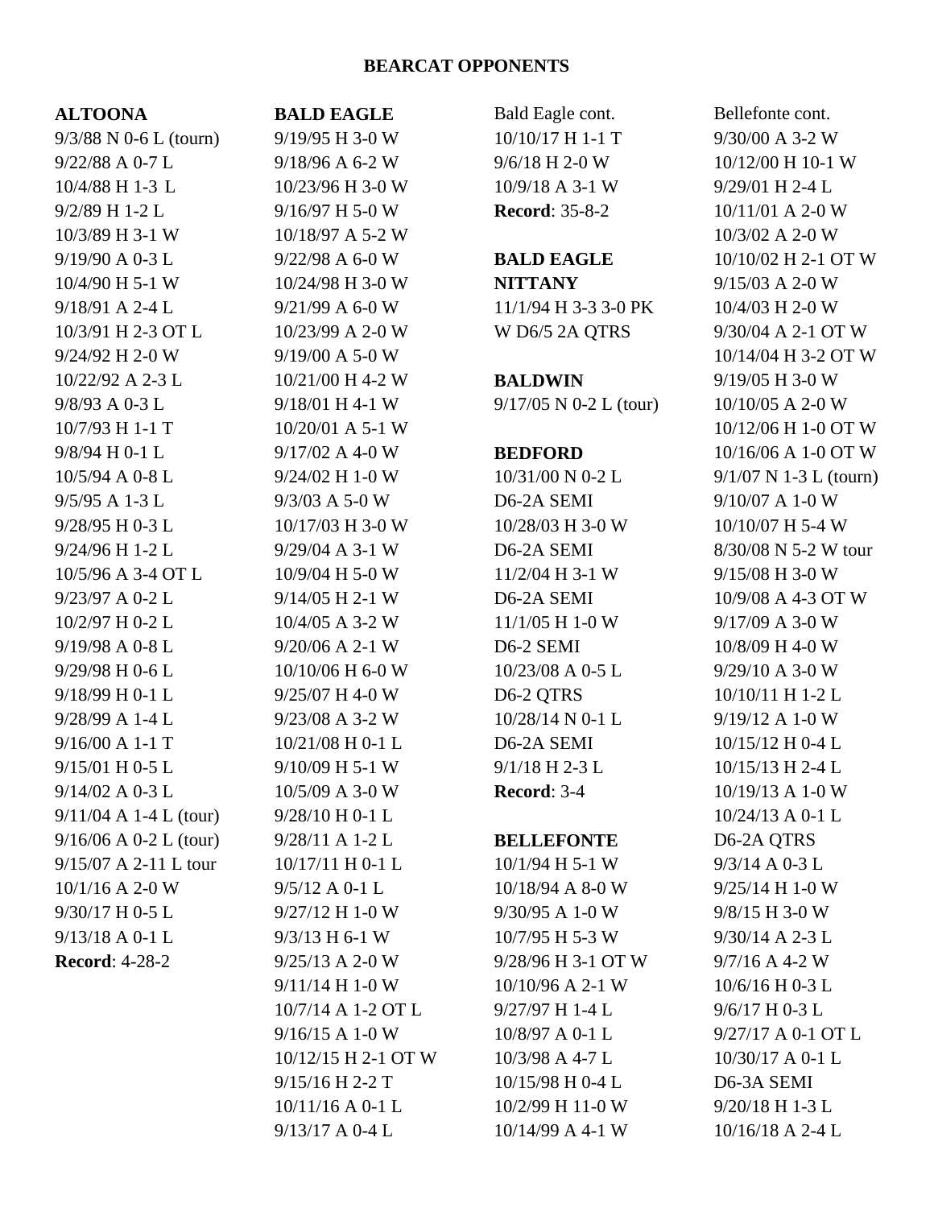**BEARCAT OPPONENTS**

**ALTOONA**
9/3/88 N 0-6 L (tourn)
9/22/88 A 0-7 L
10/4/88 H 1-3 L
9/2/89 H 1-2 L
10/3/89 H 3-1 W
9/19/90 A 0-3 L
10/4/90 H 5-1 W
9/18/91 A 2-4 L
10/3/91 H 2-3 OT L
9/24/92 H 2-0 W
10/22/92 A 2-3 L
9/8/93 A 0-3 L
10/7/93 H 1-1 T
9/8/94 H 0-1 L
10/5/94 A 0-8 L
9/5/95 A 1-3 L
9/28/95 H 0-3 L
9/24/96 H 1-2 L
10/5/96 A 3-4 OT L
9/23/97 A 0-2 L
10/2/97 H 0-2 L
9/19/98 A 0-8 L
9/29/98 H 0-6 L
9/18/99 H 0-1 L
9/28/99 A 1-4 L
9/16/00 A 1-1 T
9/15/01 H 0-5 L
9/14/02 A 0-3 L
9/11/04 A 1-4 L (tour)
9/16/06 A 0-2 L (tour)
9/15/07 A 2-11 L tour
10/1/16 A 2-0 W
9/30/17 H 0-5 L
9/13/18 A 0-1 L
**Record**: 4-28-2

**BALD EAGLE**
9/19/95 H 3-0 W
9/18/96 A 6-2 W
10/23/96 H 3-0 W
9/16/97 H 5-0 W
10/18/97 A 5-2 W
9/22/98 A 6-0 W
10/24/98 H 3-0 W
9/21/99 A 6-0 W
10/23/99 A 2-0 W
9/19/00 A 5-0 W
10/21/00 H 4-2 W
9/18/01 H 4-1 W
10/20/01 A 5-1 W
9/17/02 A 4-0 W
9/24/02 H 1-0 W
9/3/03 A 5-0 W
10/17/03 H 3-0 W
9/29/04 A 3-1 W
10/9/04 H 5-0 W
9/14/05 H 2-1 W
10/4/05 A 3-2 W
9/20/06 A 2-1 W
10/10/06 H 6-0 W
9/25/07 H 4-0 W
9/23/08 A 3-2 W
10/21/08 H 0-1 L
9/10/09 H 5-1 W
10/5/09 A 3-0 W
9/28/10 H 0-1 L
9/28/11 A 1-2 L
10/17/11 H 0-1 L
9/5/12 A 0-1 L
9/27/12 H 1-0 W
9/3/13 H 6-1 W
9/25/13 A 2-0 W
9/11/14 H 1-0 W
10/7/14 A 1-2 OT L
9/16/15 A 1-0 W
10/12/15 H 2-1 OT W
9/15/16 H 2-2 T
10/11/16 A 0-1 L
9/13/17 A 0-4 L

Bald Eagle cont.
10/10/17 H 1-1 T
9/6/18 H 2-0 W
10/9/18 A 3-1 W
**Record**: 35-8-2

**BALD EAGLE NITTANY**
11/1/94 H 3-3 3-0 PK W D6/5 2A QTRS

**BALDWIN**
9/17/05 N 0-2 L (tour)

**BEDFORD**
10/31/00 N 0-2 L D6-2A SEMI
10/28/03 H 3-0 W D6-2A SEMI
11/2/04 H 3-1 W D6-2A SEMI
11/1/05 H 1-0 W D6-2 SEMI
10/23/08 A 0-5 L D6-2 QTRS
10/28/14 N 0-1 L D6-2A SEMI
9/1/18 H 2-3 L
**Record**: 3-4

**BELLEFONTE**
10/1/94 H 5-1 W
10/18/94 A 8-0 W
9/30/95 A 1-0 W
10/7/95 H 5-3 W
9/28/96 H 3-1 OT W
10/10/96 A 2-1 W
9/27/97 H 1-4 L
10/8/97 A 0-1 L
10/3/98 A 4-7 L
10/15/98 H 0-4 L
10/2/99 H 11-0 W
10/14/99 A 4-1 W

Bellefonte cont.
9/30/00 A 3-2 W
10/12/00 H 10-1 W
9/29/01 H 2-4 L
10/11/01 A 2-0 W
10/3/02 A 2-0 W
10/10/02 H 2-1 OT W
9/15/03 A 2-0 W
10/4/03 H 2-0 W
9/30/04 A 2-1 OT W
10/14/04 H 3-2 OT W
9/19/05 H 3-0 W
10/10/05 A 2-0 W
10/12/06 H 1-0 OT W
10/16/06 A 1-0 OT W
9/1/07 N 1-3 L (tourn)
9/10/07 A 1-0 W
10/10/07 H 5-4 W
8/30/08 N 5-2 W tour
9/15/08 H 3-0 W
10/9/08 A 4-3 OT W
9/17/09 A 3-0 W
10/8/09 H 4-0 W
9/29/10 A 3-0 W
10/10/11 H 1-2 L
9/19/12 A 1-0 W
10/15/12 H 0-4 L
10/15/13 H 2-4 L
10/19/13 A 1-0 W
10/24/13 A 0-1 L D6-2A QTRS
9/3/14 A 0-3 L
9/25/14 H 1-0 W
9/8/15 H 3-0 W
9/30/14 A 2-3 L
9/7/16 A 4-2 W
10/6/16 H 0-3 L
9/6/17 H 0-3 L
9/27/17 A 0-1 OT L
10/30/17 A 0-1 L D6-3A SEMI
9/20/18 H 1-3 L
10/16/18 A 2-4 L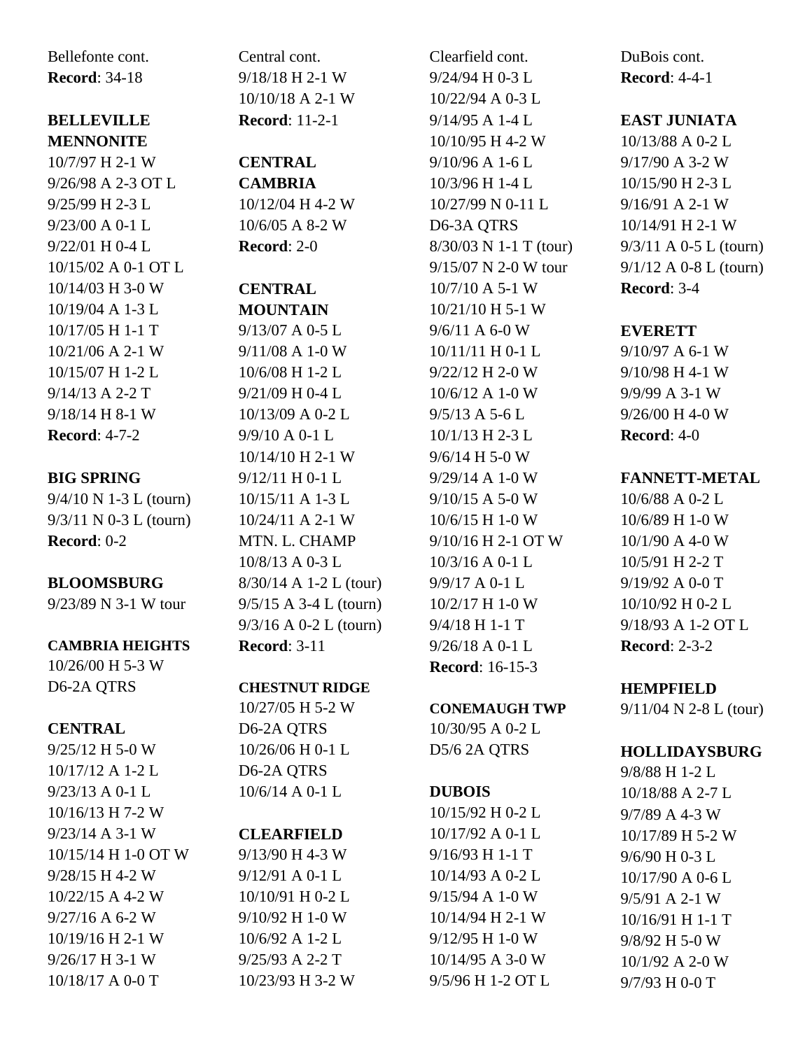Bellefonte cont.
**Record**: 34-18

**BELLEVILLE MENNONITE**
10/7/97 H 2-1 W
9/26/98 A 2-3 OT L
9/25/99 H 2-3 L
9/23/00 A 0-1 L
9/22/01 H 0-4 L
10/15/02 A 0-1 OT L
10/14/03 H 3-0 W
10/19/04 A 1-3 L
10/17/05 H 1-1 T
10/21/06 A 2-1 W
10/15/07 H 1-2 L
9/14/13 A 2-2 T
9/18/14 H 8-1 W
**Record**: 4-7-2

**BIG SPRING**
9/4/10 N 1-3 L (tourn)
9/3/11 N 0-3 L (tourn)
**Record**: 0-2

**BLOOMSBURG**
9/23/89 N 3-1 W tour

**CAMBRIA HEIGHTS**
10/26/00 H 5-3 W
D6-2A QTRS

**CENTRAL**
9/25/12 H 5-0 W
10/17/12 A 1-2 L
9/23/13 A 0-1 L
10/16/13 H 7-2 W
9/23/14 A 3-1 W
10/15/14 H 1-0 OT W
9/28/15 H 4-2 W
10/22/15 A 4-2 W
9/27/16 A 6-2 W
10/19/16 H 2-1 W
9/26/17 H 3-1 W
10/18/17 A 0-0 T

Central cont.
9/18/18 H 2-1 W
10/10/18 A 2-1 W
**Record**: 11-2-1

**CENTRAL CAMBRIA**
10/12/04 H 4-2 W
10/6/05 A 8-2 W
**Record**: 2-0

**CENTRAL MOUNTAIN**
9/13/07 A 0-5 L
9/11/08 A 1-0 W
10/6/08 H 1-2 L
9/21/09 H 0-4 L
10/13/09 A 0-2 L
9/9/10 A 0-1 L
10/14/10 H 2-1 W
9/12/11 H 0-1 L
10/15/11 A 1-3 L
10/24/11 A 2-1 W
MTN. L. CHAMP
10/8/13 A 0-3 L
8/30/14 A 1-2 L (tour)
9/5/15 A 3-4 L (tourn)
9/3/16 A 0-2 L (tourn)
**Record**: 3-11

**CHESTNUT RIDGE**
10/27/05 H 5-2 W
D6-2A QTRS
10/26/06 H 0-1 L
D6-2A QTRS
10/6/14 A 0-1 L

**CLEARFIELD**
9/13/90 H 4-3 W
9/12/91 A 0-1 L
10/10/91 H 0-2 L
9/10/92 H 1-0 W
10/6/92 A 1-2 L
9/25/93 A 2-2 T
10/23/93 H 3-2 W

Clearfield cont.
9/24/94 H 0-3 L
10/22/94 A 0-3 L
9/14/95 A 1-4 L
10/10/95 H 4-2 W
9/10/96 A 1-6 L
10/3/96 H 1-4 L
10/27/99 N 0-11 L
D6-3A QTRS
8/30/03 N 1-1 T (tour)
9/15/07 N 2-0 W tour
10/7/10 A 5-1 W
10/21/10 H 5-1 W
9/6/11 A 6-0 W
10/11/11 H 0-1 L
9/22/12 H 2-0 W
10/6/12 A 1-0 W
9/5/13 A 5-6 L
10/1/13 H 2-3 L
9/6/14 H 5-0 W
9/29/14 A 1-0 W
9/10/15 A 5-0 W
10/6/15 H 1-0 W
9/10/16 H 2-1 OT W
10/3/16 A 0-1 L
9/9/17 A 0-1 L
10/2/17 H 1-0 W
9/4/18 H 1-1 T
9/26/18 A 0-1 L
**Record**: 16-15-3

**CONEMAUGH TWP**
10/30/95 A 0-2 L
D5/6 2A QTRS

**DUBOIS**
10/15/92 H 0-2 L
10/17/92 A 0-1 L
9/16/93 H 1-1 T
10/14/93 A 0-2 L
9/15/94 A 1-0 W
10/14/94 H 2-1 W
9/12/95 H 1-0 W
10/14/95 A 3-0 W
9/5/96 H 1-2 OT L

DuBois cont.
**Record**: 4-4-1

**EAST JUNIATA**
10/13/88 A 0-2 L
9/17/90 A 3-2 W
10/15/90 H 2-3 L
9/16/91 A 2-1 W
10/14/91 H 2-1 W
9/3/11 A 0-5 L (tourn)
9/1/12 A 0-8 L (tourn)
**Record**: 3-4

**EVERETT**
9/10/97 A 6-1 W
9/10/98 H 4-1 W
9/9/99 A 3-1 W
9/26/00 H 4-0 W
**Record**: 4-0

**FANNETT-METAL**
10/6/88 A 0-2 L
10/6/89 H 1-0 W
10/1/90 A 4-0 W
10/5/91 H 2-2 T
9/19/92 A 0-0 T
10/10/92 H 0-2 L
9/18/93 A 1-2 OT L
**Record**: 2-3-2

**HEMPFIELD**
9/11/04 N 2-8 L (tour)

**HOLLIDAYSBURG**
9/8/88 H 1-2 L
10/18/88 A 2-7 L
9/7/89 A 4-3 W
10/17/89 H 5-2 W
9/6/90 H 0-3 L
10/17/90 A 0-6 L
9/5/91 A 2-1 W
10/16/91 H 1-1 T
9/8/92 H 5-0 W
10/1/92 A 2-0 W
9/7/93 H 0-0 T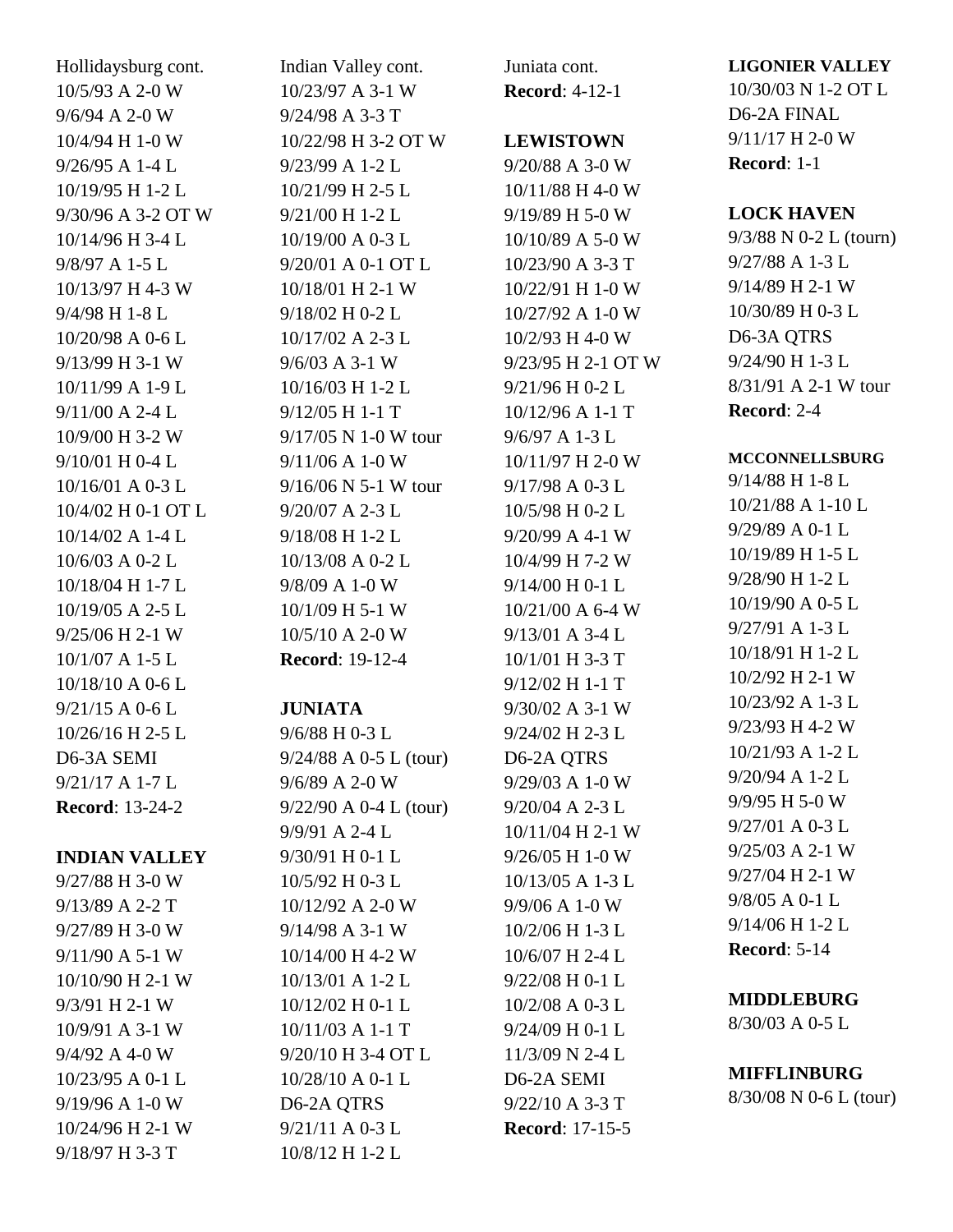Hollidaysburg cont.
10/5/93 A 2-0 W
9/6/94 A 2-0 W
10/4/94 H 1-0 W
9/26/95 A 1-4 L
10/19/95 H 1-2 L
9/30/96 A 3-2 OT W
10/14/96 H 3-4 L
9/8/97 A 1-5 L
10/13/97 H 4-3 W
9/4/98 H 1-8 L
10/20/98 A 0-6 L
9/13/99 H 3-1 W
10/11/99 A 1-9 L
9/11/00 A 2-4 L
10/9/00 H 3-2 W
9/10/01 H 0-4 L
10/16/01 A 0-3 L
10/4/02 H 0-1 OT L
10/14/02 A 1-4 L
10/6/03 A 0-2 L
10/18/04 H 1-7 L
10/19/05 A 2-5 L
9/25/06 H 2-1 W
10/1/07 A 1-5 L
10/18/10 A 0-6 L
9/21/15 A 0-6 L
10/26/16 H 2-5 L
D6-3A SEMI
9/21/17 A 1-7 L
**Record**: 13-24-2

**INDIAN VALLEY**
9/27/88 H 3-0 W
9/13/89 A 2-2 T
9/27/89 H 3-0 W
9/11/90 A 5-1 W
10/10/90 H 2-1 W
9/3/91 H 2-1 W
10/9/91 A 3-1 W
9/4/92 A 4-0 W
10/23/95 A 0-1 L
9/19/96 A 1-0 W
10/24/96 H 2-1 W
9/18/97 H 3-3 T

Indian Valley cont.
10/23/97 A 3-1 W
9/24/98 A 3-3 T
10/22/98 H 3-2 OT W
9/23/99 A 1-2 L
10/21/99 H 2-5 L
9/21/00 H 1-2 L
10/19/00 A 0-3 L
9/20/01 A 0-1 OT L
10/18/01 H 2-1 W
9/18/02 H 0-2 L
10/17/02 A 2-3 L
9/6/03 A 3-1 W
10/16/03 H 1-2 L
9/12/05 H 1-1 T
9/17/05 N 1-0 W tour
9/11/06 A 1-0 W
9/16/06 N 5-1 W tour
9/20/07 A 2-3 L
9/18/08 H 1-2 L
10/13/08 A 0-2 L
9/8/09 A 1-0 W
10/1/09 H 5-1 W
10/5/10 A 2-0 W
**Record**: 19-12-4

**JUNIATA**
9/6/88 H 0-3 L
9/24/88 A 0-5 L (tour)
9/6/89 A 2-0 W
9/22/90 A 0-4 L (tour)
9/9/91 A 2-4 L
9/30/91 H 0-1 L
10/5/92 H 0-3 L
10/12/92 A 2-0 W
9/14/98 A 3-1 W
10/14/00 H 4-2 W
10/13/01 A 1-2 L
10/12/02 H 0-1 L
10/11/03 A 1-1 T
9/20/10 H 3-4 OT L
10/28/10 A 0-1 L
D6-2A QTRS
9/21/11 A 0-3 L
10/8/12 H 1-2 L

Juniata cont.
**Record**: 4-12-1

**LEWISTOWN**
9/20/88 A 3-0 W
10/11/88 H 4-0 W
9/19/89 H 5-0 W
10/10/89 A 5-0 W
10/23/90 A 3-3 T
10/22/91 H 1-0 W
10/27/92 A 1-0 W
10/2/93 H 4-0 W
9/23/95 H 2-1 OT W
9/21/96 H 0-2 L
10/12/96 A 1-1 T
9/6/97 A 1-3 L
10/11/97 H 2-0 W
9/17/98 A 0-3 L
10/5/98 H 0-2 L
9/20/99 A 4-1 W
10/4/99 H 7-2 W
9/14/00 H 0-1 L
10/21/00 A 6-4 W
9/13/01 A 3-4 L
10/1/01 H 3-3 T
9/12/02 H 1-1 T
9/30/02 A 3-1 W
9/24/02 H 2-3 L
D6-2A QTRS
9/29/03 A 1-0 W
9/20/04 A 2-3 L
10/11/04 H 2-1 W
9/26/05 H 1-0 W
10/13/05 A 1-3 L
9/9/06 A 1-0 W
10/2/06 H 1-3 L
10/6/07 H 2-4 L
9/22/08 H 0-1 L
10/2/08 A 0-3 L
9/24/09 H 0-1 L
11/3/09 N 2-4 L
D6-2A SEMI
9/22/10 A 3-3 T
**Record**: 17-15-5

**LIGONIER VALLEY**
10/30/03 N 1-2 OT L
D6-2A FINAL
9/11/17 H 2-0 W
**Record**: 1-1

**LOCK HAVEN**
9/3/88 N 0-2 L (tourn)
9/27/88 A 1-3 L
9/14/89 H 2-1 W
10/30/89 H 0-3 L
D6-3A QTRS
9/24/90 H 1-3 L
8/31/91 A 2-1 W tour
**Record**: 2-4

**MCCONNELLSBURG**
9/14/88 H 1-8 L
10/21/88 A 1-10 L
9/29/89 A 0-1 L
10/19/89 H 1-5 L
9/28/90 H 1-2 L
10/19/90 A 0-5 L
9/27/91 A 1-3 L
10/18/91 H 1-2 L
10/2/92 H 2-1 W
10/23/92 A 1-3 L
9/23/93 H 4-2 W
10/21/93 A 1-2 L
9/20/94 A 1-2 L
9/9/95 H 5-0 W
9/27/01 A 0-3 L
9/25/03 A 2-1 W
9/27/04 H 2-1 W
9/8/05 A 0-1 L
9/14/06 H 1-2 L
**Record**: 5-14

**MIDDLEBURG**
8/30/03 A 0-5 L

**MIFFLINBURG**
8/30/08 N 0-6 L (tour)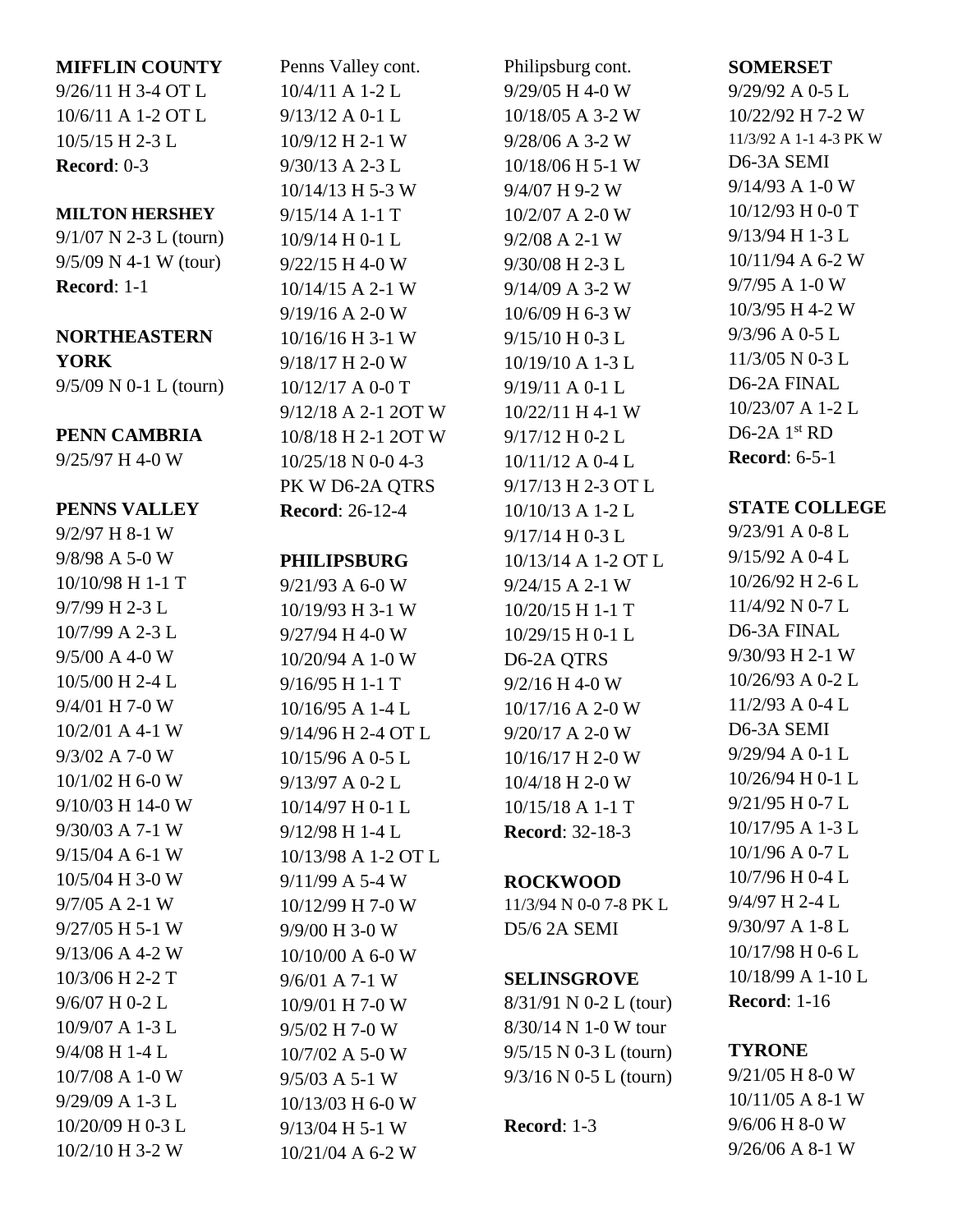**MIFFLIN COUNTY**
9/26/11 H 3-4 OT L
10/6/11 A 1-2 OT L
10/5/15 H 2-3 L
**Record**: 0-3

**MILTON HERSHEY**
9/1/07 N 2-3 L (tourn)
9/5/09 N 4-1 W (tour)
**Record**: 1-1

**NORTHEASTERN YORK**
9/5/09 N 0-1 L (tourn)

**PENN CAMBRIA**
9/25/97 H 4-0 W

**PENNS VALLEY**
9/2/97 H 8-1 W
9/8/98 A 5-0 W
10/10/98 H 1-1 T
9/7/99 H 2-3 L
10/7/99 A 2-3 L
9/5/00 A 4-0 W
10/5/00 H 2-4 L
9/4/01 H 7-0 W
10/2/01 A 4-1 W
9/3/02 A 7-0 W
10/1/02 H 6-0 W
9/10/03 H 14-0 W
9/30/03 A 7-1 W
9/15/04 A 6-1 W
10/5/04 H 3-0 W
9/7/05 A 2-1 W
9/27/05 H 5-1 W
9/13/06 A 4-2 W
10/3/06 H 2-2 T
9/6/07 H 0-2 L
10/9/07 A 1-3 L
9/4/08 H 1-4 L
10/7/08 A 1-0 W
9/29/09 A 1-3 L
10/20/09 H 0-3 L
10/2/10 H 3-2 W

Penns Valley cont.
10/4/11 A 1-2 L
9/13/12 A 0-1 L
10/9/12 H 2-1 W
9/30/13 A 2-3 L
10/14/13 H 5-3 W
9/15/14 A 1-1 T
10/9/14 H 0-1 L
9/22/15 H 4-0 W
10/14/15 A 2-1 W
9/19/16 A 2-0 W
10/16/16 H 3-1 W
9/18/17 H 2-0 W
10/12/17 A 0-0 T
9/12/18 A 2-1 2OT W
10/8/18 H 2-1 2OT W
10/25/18 N 0-0 4-3 PK W D6-2A QTRS
**Record**: 26-12-4

**PHILIPSBURG**
9/21/93 A 6-0 W
10/19/93 H 3-1 W
9/27/94 H 4-0 W
10/20/94 A 1-0 W
9/16/95 H 1-1 T
10/16/95 A 1-4 L
9/14/96 H 2-4 OT L
10/15/96 A 0-5 L
9/13/97 A 0-2 L
10/14/97 H 0-1 L
9/12/98 H 1-4 L
10/13/98 A 1-2 OT L
9/11/99 A 5-4 W
10/12/99 H 7-0 W
9/9/00 H 3-0 W
10/10/00 A 6-0 W
9/6/01 A 7-1 W
10/9/01 H 7-0 W
9/5/02 H 7-0 W
10/7/02 A 5-0 W
9/5/03 A 5-1 W
10/13/03 H 6-0 W
9/13/04 H 5-1 W
10/21/04 A 6-2 W

Philipsburg cont.
9/29/05 H 4-0 W
10/18/05 A 3-2 W
9/28/06 A 3-2 W
10/18/06 H 5-1 W
9/4/07 H 9-2 W
10/2/07 A 2-0 W
9/2/08 A 2-1 W
9/30/08 H 2-3 L
9/14/09 A 3-2 W
10/6/09 H 6-3 W
9/15/10 H 0-3 L
10/19/10 A 1-3 L
9/19/11 A 0-1 L
10/22/11 H 4-1 W
9/17/12 H 0-2 L
10/11/12 A 0-4 L
9/17/13 H 2-3 OT L
10/10/13 A 1-2 L
9/17/14 H 0-3 L
10/13/14 A 1-2 OT L
9/24/15 A 2-1 W
10/20/15 H 1-1 T
10/29/15 H 0-1 L D6-2A QTRS
9/2/16 H 4-0 W
10/17/16 A 2-0 W
9/20/17 A 2-0 W
10/16/17 H 2-0 W
10/4/18 H 2-0 W
10/15/18 A 1-1 T
**Record**: 32-18-3

**ROCKWOOD**
11/3/94 N 0-0 7-8 PK L D5/6 2A SEMI

**SELINSGROVE**
8/31/91 N 0-2 L (tour)
8/30/14 N 1-0 W tour
9/5/15 N 0-3 L (tourn)
9/3/16 N 0-5 L (tourn)

**Record**: 1-3

**SOMERSET**
9/29/92 A 0-5 L
10/22/92 H 7-2 W
11/3/92 A 1-1 4-3 PK W D6-3A SEMI
9/14/93 A 1-0 W
10/12/93 H 0-0 T
9/13/94 H 1-3 L
10/11/94 A 6-2 W
9/7/95 A 1-0 W
10/3/95 H 4-2 W
9/3/96 A 0-5 L
11/3/05 N 0-3 L D6-2A FINAL
10/23/07 A 1-2 L D6-2A 1st RD
**Record**: 6-5-1

**STATE COLLEGE**
9/23/91 A 0-8 L
9/15/92 A 0-4 L
10/26/92 H 2-6 L
11/4/92 N 0-7 L D6-3A FINAL
9/30/93 H 2-1 W
10/26/93 A 0-2 L
11/2/93 A 0-4 L D6-3A SEMI
9/29/94 A 0-1 L
10/26/94 H 0-1 L
9/21/95 H 0-7 L
10/17/95 A 1-3 L
10/1/96 A 0-7 L
10/7/96 H 0-4 L
9/4/97 H 2-4 L
9/30/97 A 1-8 L
10/17/98 H 0-6 L
10/18/99 A 1-10 L
**Record**: 1-16

**TYRONE**
9/21/05 H 8-0 W
10/11/05 A 8-1 W
9/6/06 H 8-0 W
9/26/06 A 8-1 W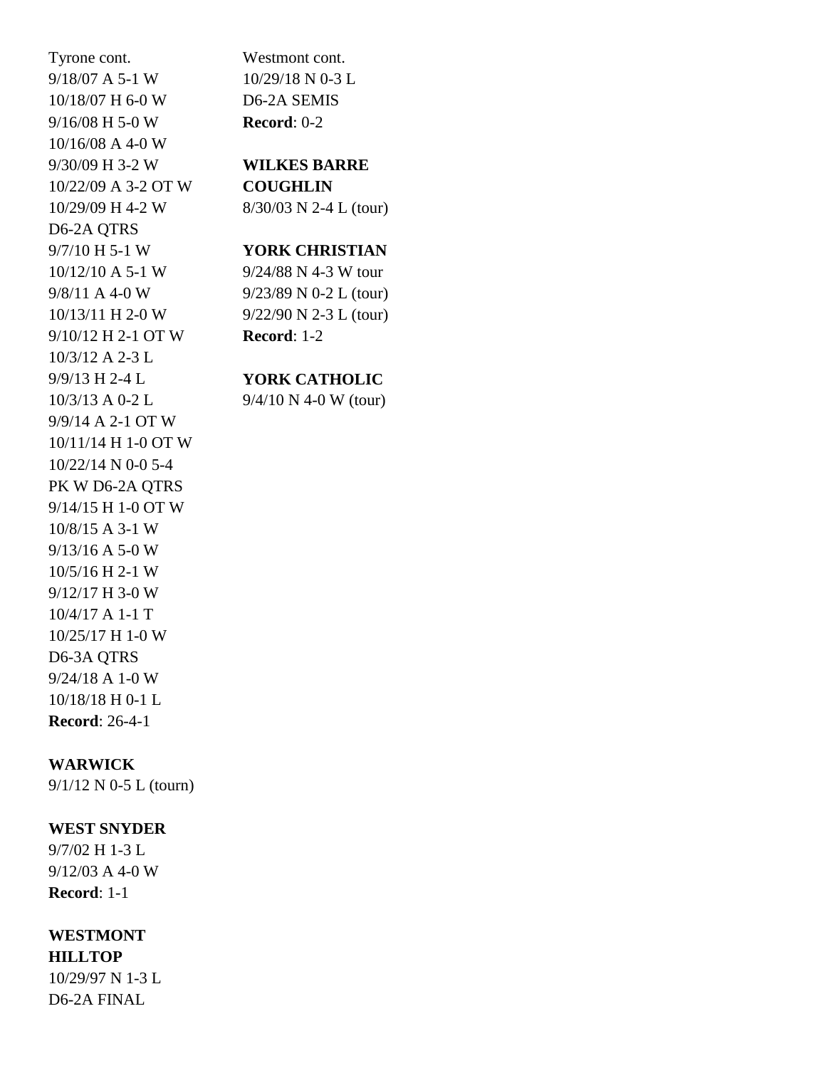Tyrone cont.
9/18/07 A 5-1 W
10/18/07 H 6-0 W
9/16/08 H 5-0 W
10/16/08 A 4-0 W
9/30/09 H 3-2 W
10/22/09 A 3-2 OT W
10/29/09 H 4-2 W
D6-2A QTRS
9/7/10 H 5-1 W
10/12/10 A 5-1 W
9/8/11 A 4-0 W
10/13/11 H 2-0 W
9/10/12 H 2-1 OT W
10/3/12 A 2-3 L
9/9/13 H 2-4 L
10/3/13 A 0-2 L
9/9/14 A 2-1 OT W
10/11/14 H 1-0 OT W
10/22/14 N 0-0 5-4
PK W D6-2A QTRS
9/14/15 H 1-0 OT W
10/8/15 A 3-1 W
9/13/16 A 5-0 W
10/5/16 H 2-1 W
9/12/17 H 3-0 W
10/4/17 A 1-1 T
10/25/17 H 1-0 W
D6-3A QTRS
9/24/18 A 1-0 W
10/18/18 H 0-1 L
**Record**: 26-4-1

**WARWICK**
9/1/12 N 0-5 L (tourn)

**WEST SNYDER**
9/7/02 H 1-3 L
9/12/03 A 4-0 W
**Record**: 1-1

**WESTMONT HILLTOP**
10/29/97 N 1-3 L
D6-2A FINAL

Westmont cont.
10/29/18 N 0-3 L
D6-2A SEMIS
**Record**: 0-2

**WILKES BARRE COUGHLIN**
8/30/03 N 2-4 L (tour)

**YORK CHRISTIAN**
9/24/88 N 4-3 W tour
9/23/89 N 0-2 L (tour)
9/22/90 N 2-3 L (tour)
**Record**: 1-2

**YORK CATHOLIC**
9/4/10 N 4-0 W (tour)